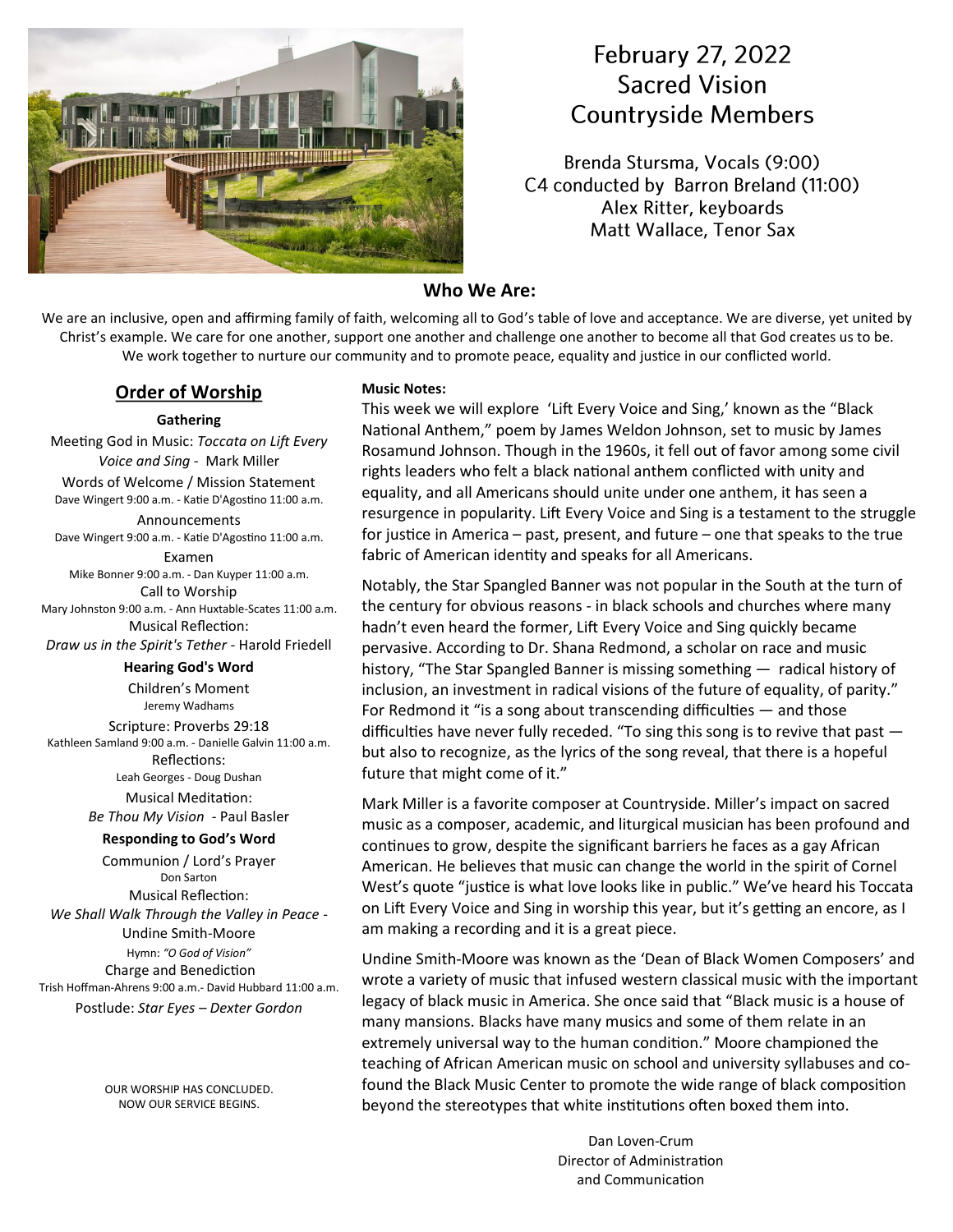# February 27, 2022
# Sacred Vision
# Countryside Members

Brenda Stursma, Vocals (9:00)
C4 conducted by Barron Breland (11:00)
Alex Ritter, keyboards
Matt Wallace, Tenor Sax

### Who We Are:

We are an inclusive, open and affirming family of faith, welcoming all to God's table of love and acceptance. We are diverse, yet united by Christ's example. We care for one another, support one another and challenge one another to become all that God creates us to be. We work together to nurture our community and to promote peace, equality and justice in our conflicted world.

## Order of Worship

**Gathering**

Meeting God in Music: *Toccata on Lift Every Voice and Sing* - Mark Miller

Words of Welcome / Mission Statement
Dave Wingert 9:00 a.m. - Katie D'Agostino 11:00 a.m.

Announcements
Dave Wingert 9:00 a.m. - Katie D'Agostino 11:00 a.m.

Examen
Mike Bonner 9:00 a.m. - Dan Kuyper 11:00 a.m.

Call to Worship
Mary Johnston 9:00 a.m. - Ann Huxtable-Scates 11:00 a.m.

Musical Reflection:
*Draw us in the Spirit's Tether* - Harold Friedell

**Hearing God's Word**

Children's Moment
Jeremy Wadhams

Scripture: Proverbs 29:18
Kathleen Samland 9:00 a.m. - Danielle Galvin 11:00 a.m.

Reflections:
Leah Georges - Doug Dushan

Musical Meditation:
*Be Thou My Vision* - Paul Basler

**Responding to God's Word**

Communion / Lord's Prayer
Don Sarton

Musical Reflection:
*We Shall Walk Through the Valley in Peace* - Undine Smith-Moore

Hymn: *"O God of Vision"*

Charge and Benediction
Trish Hoffman-Ahrens 9:00 a.m.- David Hubbard 11:00 a.m.

Postlude: *Star Eyes – Dexter Gordon*

OUR WORSHIP HAS CONCLUDED.
NOW OUR SERVICE BEGINS.

**Music Notes:**

This week we will explore 'Lift Every Voice and Sing,' known as the "Black National Anthem," poem by James Weldon Johnson, set to music by James Rosamund Johnson. Though in the 1960s, it fell out of favor among some civil rights leaders who felt a black national anthem conflicted with unity and equality, and all Americans should unite under one anthem, it has seen a resurgence in popularity. Lift Every Voice and Sing is a testament to the struggle for justice in America – past, present, and future – one that speaks to the true fabric of American identity and speaks for all Americans.

Notably, the Star Spangled Banner was not popular in the South at the turn of the century for obvious reasons - in black schools and churches where many hadn't even heard the former, Lift Every Voice and Sing quickly became pervasive. According to Dr. Shana Redmond, a scholar on race and music history, "The Star Spangled Banner is missing something — radical history of inclusion, an investment in radical visions of the future of equality, of parity." For Redmond it "is a song about transcending difficulties — and those difficulties have never fully receded. "To sing this song is to revive that past — but also to recognize, as the lyrics of the song reveal, that there is a hopeful future that might come of it."

Mark Miller is a favorite composer at Countryside. Miller's impact on sacred music as a composer, academic, and liturgical musician has been profound and continues to grow, despite the significant barriers he faces as a gay African American. He believes that music can change the world in the spirit of Cornel West's quote "justice is what love looks like in public." We've heard his Toccata on Lift Every Voice and Sing in worship this year, but it's getting an encore, as I am making a recording and it is a great piece.

Undine Smith-Moore was known as the 'Dean of Black Women Composers' and wrote a variety of music that infused western classical music with the important legacy of black music in America. She once said that "Black music is a house of many mansions. Blacks have many musics and some of them relate in an extremely universal way to the human condition." Moore championed the teaching of African American music on school and university syllabuses and co-found the Black Music Center to promote the wide range of black composition beyond the stereotypes that white institutions often boxed them into.

Dan Loven-Crum
Director of Administration
and Communication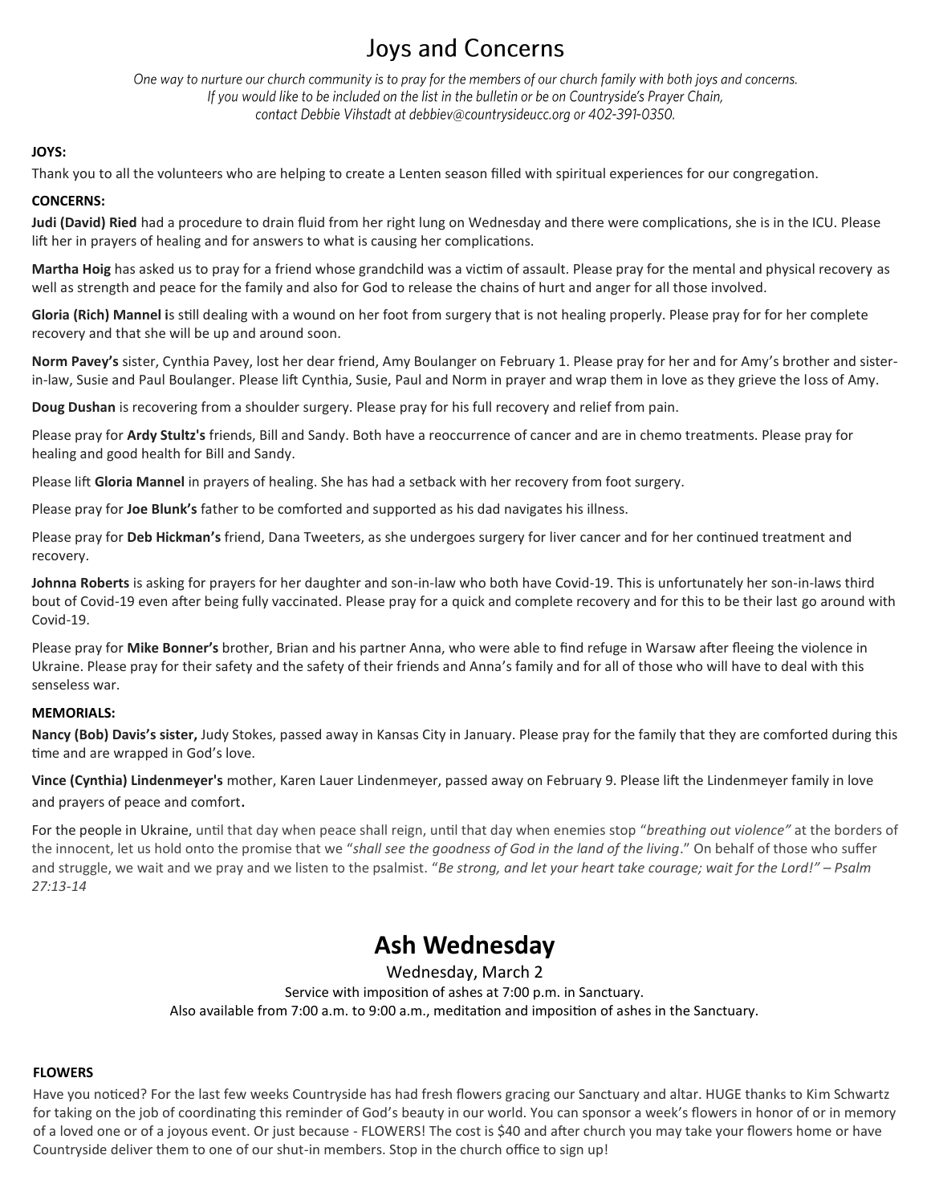# Joys and Concerns

*One way to nurture our church community is to pray for the members of our church family with both joys and concerns. If you would like to be included on the list in the bulletin or be on Countryside's Prayer Chain, contact Debbie Vihstadt at debbiev@countrysideucc.org or 402-391-0350.*

**JOYS:**

Thank you to all the volunteers who are helping to create a Lenten season filled with spiritual experiences for our congregation.

**CONCERNS:**

**Judi (David) Ried** had a procedure to drain fluid from her right lung on Wednesday and there were complications, she is in the ICU. Please lift her in prayers of healing and for answers to what is causing her complications.

**Martha Hoig** has asked us to pray for a friend whose grandchild was a victim of assault. Please pray for the mental and physical recovery as well as strength and peace for the family and also for God to release the chains of hurt and anger for all those involved.

**Gloria (Rich) Mannel i**s still dealing with a wound on her foot from surgery that is not healing properly. Please pray for for her complete recovery and that she will be up and around soon.

**Norm Pavey's** sister, Cynthia Pavey, lost her dear friend, Amy Boulanger on February 1. Please pray for her and for Amy's brother and sister-in-law, Susie and Paul Boulanger. Please lift Cynthia, Susie, Paul and Norm in prayer and wrap them in love as they grieve the loss of Amy.

**Doug Dushan** is recovering from a shoulder surgery. Please pray for his full recovery and relief from pain.

Please pray for **Ardy Stultz's** friends, Bill and Sandy. Both have a reoccurrence of cancer and are in chemo treatments. Please pray for healing and good health for Bill and Sandy.

Please lift **Gloria Mannel** in prayers of healing. She has had a setback with her recovery from foot surgery.

Please pray for **Joe Blunk's** father to be comforted and supported as his dad navigates his illness.

Please pray for **Deb Hickman's** friend, Dana Tweeters, as she undergoes surgery for liver cancer and for her continued treatment and recovery.

**Johnna Roberts** is asking for prayers for her daughter and son-in-law who both have Covid-19. This is unfortunately her son-in-laws third bout of Covid-19 even after being fully vaccinated. Please pray for a quick and complete recovery and for this to be their last go around with Covid-19.

Please pray for **Mike Bonner's** brother, Brian and his partner Anna, who were able to find refuge in Warsaw after fleeing the violence in Ukraine. Please pray for their safety and the safety of their friends and Anna's family and for all of those who will have to deal with this senseless war.

**MEMORIALS:**

**Nancy (Bob) Davis's sister,** Judy Stokes, passed away in Kansas City in January. Please pray for the family that they are comforted during this time and are wrapped in God's love.

**Vince (Cynthia) Lindenmeyer's** mother, Karen Lauer Lindenmeyer, passed away on February 9. Please lift the Lindenmeyer family in love and prayers of peace and comfort.

For the people in Ukraine, until that day when peace shall reign, until that day when enemies stop "*breathing out violence"* at the borders of the innocent, let us hold onto the promise that we "*shall see the goodness of God in the land of the living*." On behalf of those who suffer and struggle, we wait and we pray and we listen to the psalmist. "*Be strong, and let your heart take courage; wait for the Lord!" – Psalm 27:13-14*

# Ash Wednesday

Wednesday, March 2

Service with imposition of ashes at 7:00 p.m. in Sanctuary.

Also available from 7:00 a.m. to 9:00 a.m., meditation and imposition of ashes in the Sanctuary.

**FLOWERS**

Have you noticed? For the last few weeks Countryside has had fresh flowers gracing our Sanctuary and altar. HUGE thanks to Kim Schwartz for taking on the job of coordinating this reminder of God's beauty in our world. You can sponsor a week's flowers in honor of or in memory of a loved one or of a joyous event. Or just because - FLOWERS! The cost is $40 and after church you may take your flowers home or have Countryside deliver them to one of our shut-in members. Stop in the church office to sign up!